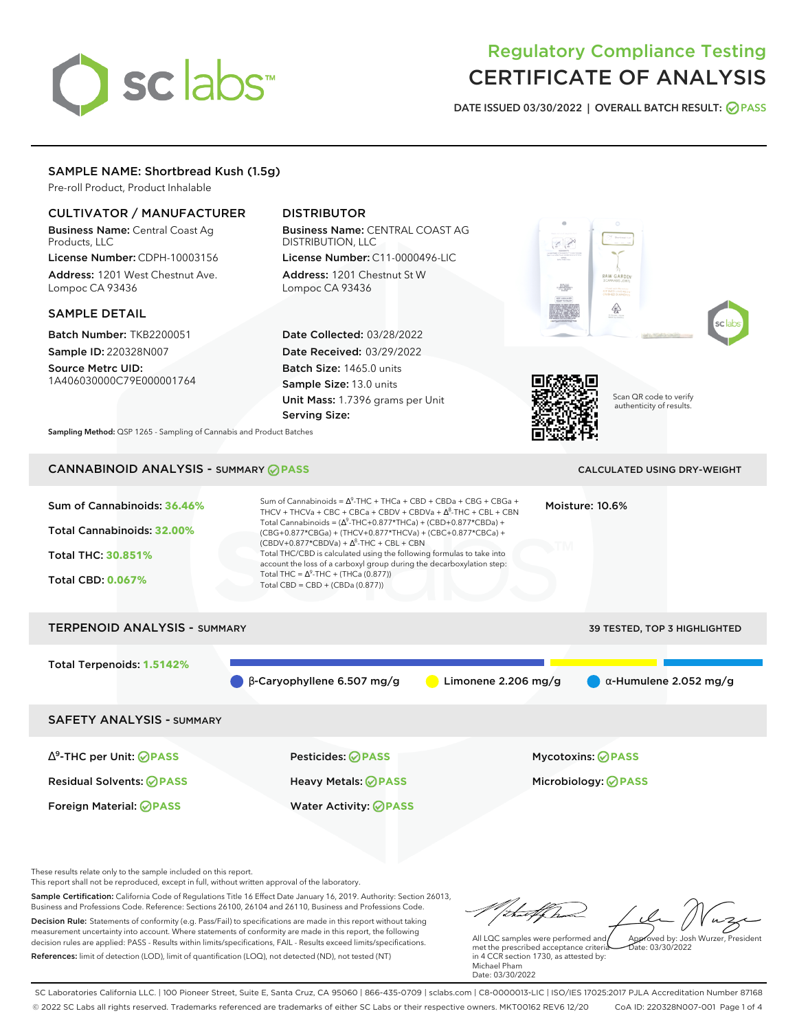# Regulatory Compliance Testing
# CERTIFICATE OF ANALYSIS

**DATE ISSUED 03/30/2022 | OVERALL BATCH RESULT: PASS**

## SAMPLE NAME: Shortbread Kush (1.5g)

Pre-roll Product, Product Inhalable

### CULTIVATOR / MANUFACTURER

**Business Name:** Central Coast Ag Products, LLC

**License Number:** CDPH-10003156

**Address:** 1201 West Chestnut Ave. Lompoc CA 93436

### DISTRIBUTOR

**Business Name:** CENTRAL COAST AG DISTRIBUTION, LLC

**License Number:** C11-0000496-LIC

**Address:** 1201 Chestnut St W Lompoc CA 93436

### SAMPLE DETAIL

**Batch Number:** TKB2200051

**Sample ID:** 220328N007

**Source Metrc UID:** 1A406030000C79E000001764

**Date Collected:** 03/28/2022

**Date Received:** 03/29/2022

**Batch Size:** 1465.0 units

**Sample Size:** 13.0 units

**Unit Mass:** 1.7396 grams per Unit

**Serving Size:**

Scan QR code to verify authenticity of results.

**Sampling Method:** QSP 1265 - Sampling of Cannabis and Product Batches

## CANNABINOID ANALYSIS - SUMMARY PASS

CALCULATED USING DRY-WEIGHT

**Sum of Cannabinoids:** 36.46%

**Total Cannabinoids:** 32.00%

**Total THC:** 30.851%

**Total CBD:** 0.067%

Sum of Cannabinoids = $\Delta^9$-THC + THCa + CBD + CBDa + CBG + CBGa + THCV + THCVa + CBC + CBCa + CBDV + CBDVa + $\Delta^8$-THC + CBL + CBN

Total Cannabinoids = ($\Delta^9$-THC+0.877*THCa) + (CBD+0.877*CBDa) + (CBG+0.877*CBGa) + (THCV+0.877*THCVa) + (CBC+0.877*CBCa) + (CBDV+0.877*CBDVa) + $\Delta^8$-THC + CBL + CBN

Total THC/CBD is calculated using the following formulas to take into account the loss of a carboxyl group during the decarboxylation step:

Total THC = $\Delta^9$-THC + (THCa (0.877))

Total CBD = CBD + (CBDa (0.877))

**Moisture:** 10.6%

## TERPENOID ANALYSIS - SUMMARY

39 TESTED, TOP 3 HIGHLIGHTED

**Total Terpenoids:** 1.5142%

β-Caryophyllene 6.507 mg/g | Limonene 2.206 mg/g | α-Humulene 2.052 mg/g

## SAFETY ANALYSIS - SUMMARY

| | | |
|---|---|---|
| $\Delta^9$-THC per Unit: PASS | Pesticides: PASS | Mycotoxins: PASS |
| Residual Solvents: PASS | Heavy Metals: PASS | Microbiology: PASS |
| Foreign Material: PASS | Water Activity: PASS | |

These results relate only to the sample included on this report.
This report shall not be reproduced, except in full, without written approval of the laboratory.

**Sample Certification:** California Code of Regulations Title 16 Effect Date January 16, 2019. Authority: Section 26013, Business and Professions Code. Reference: Sections 26100, 26104 and 26110, Business and Professions Code.

**Decision Rule:** Statements of conformity (e.g. Pass/Fail) to specifications are made in this report without taking measurement uncertainty into account. Where statements of conformity are made in this report, the following decision rules are applied: PASS - Results within limits/specifications, FAIL - Results exceed limits/specifications.

**References:** limit of detection (LOD), limit of quantification (LOQ), not detected (ND), not tested (NT)

All LQC samples were performed and met the prescribed acceptance criteria in 4 CCR section 1730, as attested by: Michael Pham
Date: 03/30/2022

Approved by: Josh Wurzer, President
Date: 03/30/2022

SC Laboratories California LLC. | 100 Pioneer Street, Suite E, Santa Cruz, CA 95060 | 866-435-0709 | sclabs.com | C8-0000013-LIC | ISO/IES 17025:2017 PJLA Accreditation Number 87168
© 2022 SC Labs all rights reserved. Trademarks referenced are trademarks of either SC Labs or their respective owners. MKT00162 REV6 12/20 CoA ID: 220328N007-001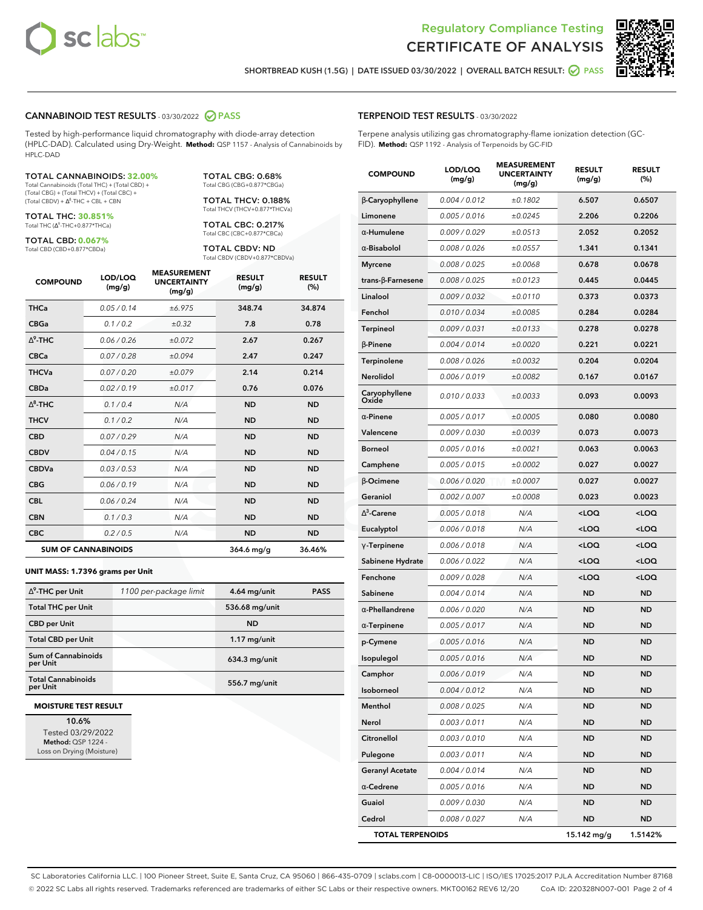Regulatory Compliance Testing
CERTIFICATE OF ANALYSIS

SHORTBREAD KUSH (1.5G) | DATE ISSUED 03/30/2022 | OVERALL BATCH RESULT: PASS

## CANNABINOID TEST RESULTS - 03/30/2022 PASS

Tested by high-performance liquid chromatography with diode-array detection (HPLC-DAD). Calculated using Dry-Weight. **Method:** QSP 1157 - Analysis of Cannabinoids by HPLC-DAD

**TOTAL CANNABINOIDS: 32.00%**
Total Cannabinoids (Total THC) + (Total CBD) + (Total CBG) + (Total THCV) + (Total CBC) + (Total CBDV) + $\Delta^8$-THC + CBL + CBN

**TOTAL THC: 30.851%**
Total THC ($\Delta^9$-THC+0.877*THCa)

**TOTAL CBD: 0.067%**
Total CBD (CBD+0.877*CBDa)

**TOTAL CBG: 0.68%**
Total CBG (CBG+0.877*CBGa)

**TOTAL THCV: 0.188%**
Total THCV (THCV+0.877*THCVa)

**TOTAL CBC: 0.217%**
Total CBC (CBC+0.877*CBCa)

**TOTAL CBDV: ND**
Total CBDV (CBDV+0.877*CBDVa)

| COMPOUND | LOD/LOQ (mg/g) | MEASUREMENT UNCERTAINTY (mg/g) | RESULT (mg/g) | RESULT (%) |
|---|---|---|---|---|
| THCa | 0.05 / 0.14 | ±6.975 | 348.74 | 34.874 |
| CBGa | 0.1 / 0.2 | ±0.32 | 7.8 | 0.78 |
| $\Delta^9$-THC | 0.06 / 0.26 | ±0.072 | 2.67 | 0.267 |
| CBCa | 0.07 / 0.28 | ±0.094 | 2.47 | 0.247 |
| THCVa | 0.07 / 0.20 | ±0.079 | 2.14 | 0.214 |
| CBDa | 0.02 / 0.19 | ±0.017 | 0.76 | 0.076 |
| $\Delta^8$-THC | 0.1 / 0.4 | N/A | ND | ND |
| THCV | 0.1 / 0.2 | N/A | ND | ND |
| CBD | 0.07 / 0.29 | N/A | ND | ND |
| CBDV | 0.04 / 0.15 | N/A | ND | ND |
| CBDVa | 0.03 / 0.53 | N/A | ND | ND |
| CBG | 0.06 / 0.19 | N/A | ND | ND |
| CBL | 0.06 / 0.24 | N/A | ND | ND |
| CBN | 0.1 / 0.3 | N/A | ND | ND |
| CBC | 0.2 / 0.5 | N/A | ND | ND |
| **SUM OF CANNABINOIDS** | | | **364.6 mg/g** | **36.46%** |

**UNIT MASS: 1.7396 grams per Unit**

| | | | |
|---|---|---|---|
| $\Delta^9$-THC per Unit | 1100 per-package limit | 4.64 mg/unit | PASS |
| Total THC per Unit | | 536.68 mg/unit | |
| CBD per Unit | | ND | |
| Total CBD per Unit | | 1.17 mg/unit | |
| Sum of Cannabinoids per Unit | | 634.3 mg/unit | |
| Total Cannabinoids per Unit | | 556.7 mg/unit | |

**MOISTURE TEST RESULT**

10.6%
Tested 03/29/2022
**Method:** QSP 1224 - Loss on Drying (Moisture)

## TERPENOID TEST RESULTS - 03/30/2022

Terpene analysis utilizing gas chromatography-flame ionization detection (GC-FID). **Method:** QSP 1192 - Analysis of Terpenoids by GC-FID

| COMPOUND | LOD/LOQ (mg/g) | MEASUREMENT UNCERTAINTY (mg/g) | RESULT (mg/g) | RESULT (%) |
|---|---|---|---|---|
| β-Caryophyllene | 0.004 / 0.012 | ±0.1802 | 6.507 | 0.6507 |
| Limonene | 0.005 / 0.016 | ±0.0245 | 2.206 | 0.2206 |
| α-Humulene | 0.009 / 0.029 | ±0.0513 | 2.052 | 0.2052 |
| α-Bisabolol | 0.008 / 0.026 | ±0.0557 | 1.341 | 0.1341 |
| Myrcene | 0.008 / 0.025 | ±0.0068 | 0.678 | 0.0678 |
| trans-β-Farnesene | 0.008 / 0.025 | ±0.0123 | 0.445 | 0.0445 |
| Linalool | 0.009 / 0.032 | ±0.0110 | 0.373 | 0.0373 |
| Fenchol | 0.010 / 0.034 | ±0.0085 | 0.284 | 0.0284 |
| Terpineol | 0.009 / 0.031 | ±0.0133 | 0.278 | 0.0278 |
| β-Pinene | 0.004 / 0.014 | ±0.0020 | 0.221 | 0.0221 |
| Terpinolene | 0.008 / 0.026 | ±0.0032 | 0.204 | 0.0204 |
| Nerolidol | 0.006 / 0.019 | ±0.0082 | 0.167 | 0.0167 |
| Caryophyllene Oxide | 0.010 / 0.033 | ±0.0033 | 0.093 | 0.0093 |
| α-Pinene | 0.005 / 0.017 | ±0.0005 | 0.080 | 0.0080 |
| Valencene | 0.009 / 0.030 | ±0.0039 | 0.073 | 0.0073 |
| Borneol | 0.005 / 0.016 | ±0.0021 | 0.063 | 0.0063 |
| Camphene | 0.005 / 0.015 | ±0.0002 | 0.027 | 0.0027 |
| β-Ocimene | 0.006 / 0.020 | ±0.0007 | 0.027 | 0.0027 |
| Geraniol | 0.002 / 0.007 | ±0.0008 | 0.023 | 0.0023 |
| $\Delta^3$-Carene | 0.005 / 0.018 | N/A | <LOQ | <LOQ |
| Eucalyptol | 0.006 / 0.018 | N/A | <LOQ | <LOQ |
| γ-Terpinene | 0.006 / 0.018 | N/A | <LOQ | <LOQ |
| Sabinene Hydrate | 0.006 / 0.022 | N/A | <LOQ | <LOQ |
| Fenchone | 0.009 / 0.028 | N/A | <LOQ | <LOQ |
| Sabinene | 0.004 / 0.014 | N/A | ND | ND |
| α-Phellandrene | 0.006 / 0.020 | N/A | ND | ND |
| α-Terpinene | 0.005 / 0.017 | N/A | ND | ND |
| p-Cymene | 0.005 / 0.016 | N/A | ND | ND |
| Isopulegol | 0.005 / 0.016 | N/A | ND | ND |
| Camphor | 0.006 / 0.019 | N/A | ND | ND |
| Isoborneol | 0.004 / 0.012 | N/A | ND | ND |
| Menthol | 0.008 / 0.025 | N/A | ND | ND |
| Nerol | 0.003 / 0.011 | N/A | ND | ND |
| Citronellol | 0.003 / 0.010 | N/A | ND | ND |
| Pulegone | 0.003 / 0.011 | N/A | ND | ND |
| Geranyl Acetate | 0.004 / 0.014 | N/A | ND | ND |
| α-Cedrene | 0.005 / 0.016 | N/A | ND | ND |
| Guaiol | 0.009 / 0.030 | N/A | ND | ND |
| Cedrol | 0.008 / 0.027 | N/A | ND | ND |
| **TOTAL TERPENOIDS** | | | **15.142 mg/g** | **1.5142%** |

SC Laboratories California LLC. | 100 Pioneer Street, Suite E, Santa Cruz, CA 95060 | 866-435-0709 | sclabs.com | C8-0000013-LIC | ISO/IES 17025:2017 PJLA Accreditation Number 87168
© 2022 SC Labs all rights reserved. Trademarks referenced are trademarks of either SC Labs or their respective owners. MKT00162 REV6 12/20 CoA ID: 220328N007-001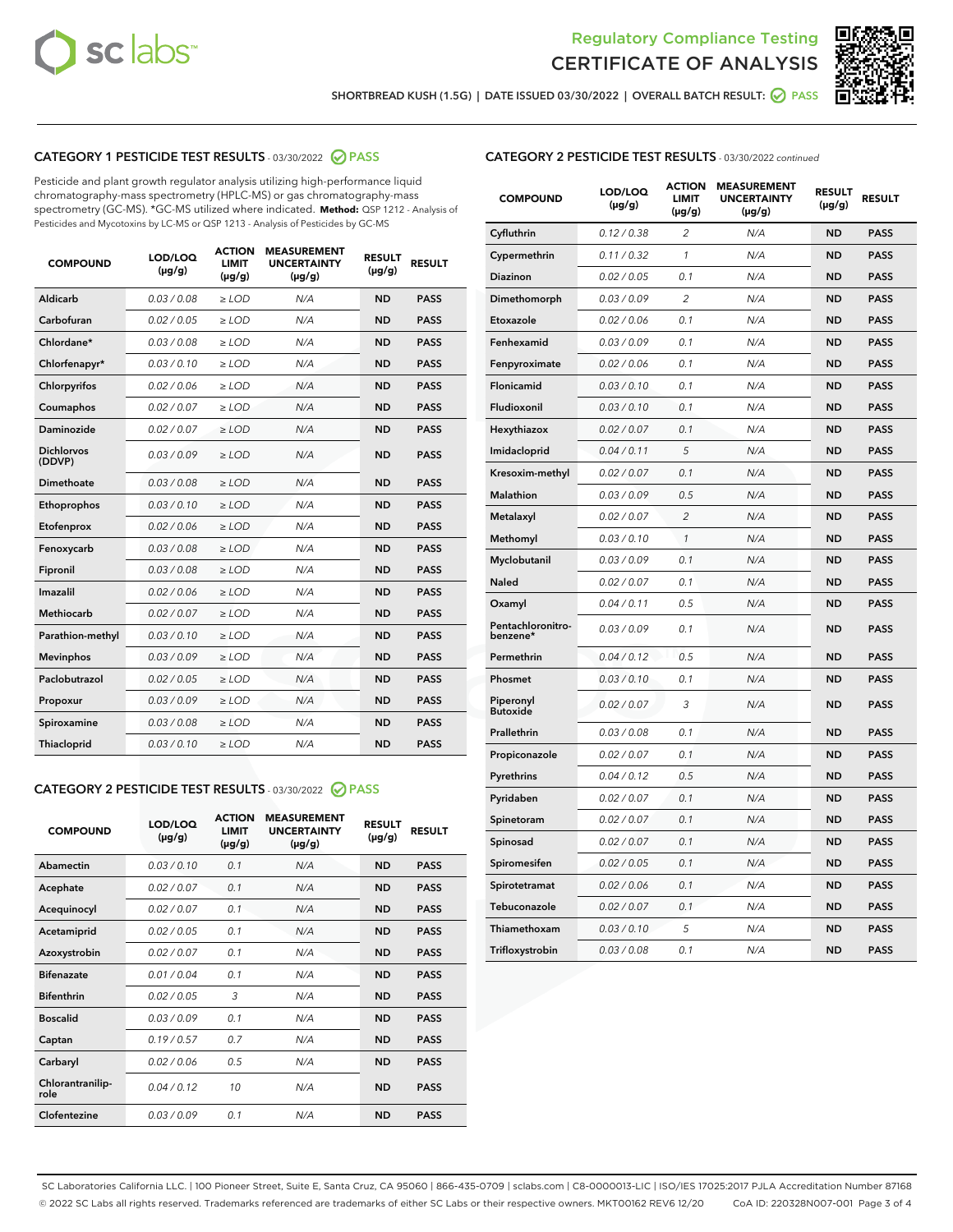Regulatory Compliance Testing
CERTIFICATE OF ANALYSIS

SHORTBREAD KUSH (1.5G) | DATE ISSUED 03/30/2022 | OVERALL BATCH RESULT: PASS

## CATEGORY 1 PESTICIDE TEST RESULTS - 03/30/2022 PASS

Pesticide and plant growth regulator analysis utilizing high-performance liquid chromatography-mass spectrometry (HPLC-MS) or gas chromatography-mass spectrometry (GC-MS). *GC-MS utilized where indicated. **Method:** QSP 1212 - Analysis of Pesticides and Mycotoxins by LC-MS or QSP 1213 - Analysis of Pesticides by GC-MS

| COMPOUND | LOD/LOQ (µg/g) | ACTION LIMIT (µg/g) | MEASUREMENT UNCERTAINTY (µg/g) | RESULT (µg/g) | RESULT |
|---|---|---|---|---|---|
| Aldicarb | 0.03 / 0.08 | ≥ LOD | N/A | ND | PASS |
| Carbofuran | 0.02 / 0.05 | ≥ LOD | N/A | ND | PASS |
| Chlordane* | 0.03 / 0.08 | ≥ LOD | N/A | ND | PASS |
| Chlorfenapyr* | 0.03 / 0.10 | ≥ LOD | N/A | ND | PASS |
| Chlorpyrifos | 0.02 / 0.06 | ≥ LOD | N/A | ND | PASS |
| Coumaphos | 0.02 / 0.07 | ≥ LOD | N/A | ND | PASS |
| Daminozide | 0.02 / 0.07 | ≥ LOD | N/A | ND | PASS |
| Dichlorvos (DDVP) | 0.03 / 0.09 | ≥ LOD | N/A | ND | PASS |
| Dimethoate | 0.03 / 0.08 | ≥ LOD | N/A | ND | PASS |
| Ethoprophos | 0.03 / 0.10 | ≥ LOD | N/A | ND | PASS |
| Etofenprox | 0.02 / 0.06 | ≥ LOD | N/A | ND | PASS |
| Fenoxycarb | 0.03 / 0.08 | ≥ LOD | N/A | ND | PASS |
| Fipronil | 0.03 / 0.08 | ≥ LOD | N/A | ND | PASS |
| Imazalil | 0.02 / 0.06 | ≥ LOD | N/A | ND | PASS |
| Methiocarb | 0.02 / 0.07 | ≥ LOD | N/A | ND | PASS |
| Parathion-methyl | 0.03 / 0.10 | ≥ LOD | N/A | ND | PASS |
| Mevinphos | 0.03 / 0.09 | ≥ LOD | N/A | ND | PASS |
| Paclobutrazol | 0.02 / 0.05 | ≥ LOD | N/A | ND | PASS |
| Propoxur | 0.03 / 0.09 | ≥ LOD | N/A | ND | PASS |
| Spiroxamine | 0.03 / 0.08 | ≥ LOD | N/A | ND | PASS |
| Thiacloprid | 0.03 / 0.10 | ≥ LOD | N/A | ND | PASS |

## CATEGORY 2 PESTICIDE TEST RESULTS - 03/30/2022 PASS

| COMPOUND | LOD/LOQ (µg/g) | ACTION LIMIT (µg/g) | MEASUREMENT UNCERTAINTY (µg/g) | RESULT (µg/g) | RESULT |
|---|---|---|---|---|---|
| Abamectin | 0.03 / 0.10 | 0.1 | N/A | ND | PASS |
| Acephate | 0.02 / 0.07 | 0.1 | N/A | ND | PASS |
| Acequinocyl | 0.02 / 0.07 | 0.1 | N/A | ND | PASS |
| Acetamiprid | 0.02 / 0.05 | 0.1 | N/A | ND | PASS |
| Azoxystrobin | 0.02 / 0.07 | 0.1 | N/A | ND | PASS |
| Bifenazate | 0.01 / 0.04 | 0.1 | N/A | ND | PASS |
| Bifenthrin | 0.02 / 0.05 | 3 | N/A | ND | PASS |
| Boscalid | 0.03 / 0.09 | 0.1 | N/A | ND | PASS |
| Captan | 0.19 / 0.57 | 0.7 | N/A | ND | PASS |
| Carbaryl | 0.02 / 0.06 | 0.5 | N/A | ND | PASS |
| Chlorantraniliprole | 0.04 / 0.12 | 10 | N/A | ND | PASS |
| Clofentezine | 0.03 / 0.09 | 0.1 | N/A | ND | PASS |
| Cyfluthrin | 0.12 / 0.38 | 2 | N/A | ND | PASS |
| Cypermethrin | 0.11 / 0.32 | 1 | N/A | ND | PASS |
| Diazinon | 0.02 / 0.05 | 0.1 | N/A | ND | PASS |
| Dimethomorph | 0.03 / 0.09 | 2 | N/A | ND | PASS |
| Etoxazole | 0.02 / 0.06 | 0.1 | N/A | ND | PASS |
| Fenhexamid | 0.03 / 0.09 | 0.1 | N/A | ND | PASS |
| Fenpyroximate | 0.02 / 0.06 | 0.1 | N/A | ND | PASS |
| Flonicamid | 0.03 / 0.10 | 0.1 | N/A | ND | PASS |
| Fludioxonil | 0.03 / 0.10 | 0.1 | N/A | ND | PASS |
| Hexythiazox | 0.02 / 0.07 | 0.1 | N/A | ND | PASS |
| Imidacloprid | 0.04 / 0.11 | 5 | N/A | ND | PASS |
| Kresoxim-methyl | 0.02 / 0.07 | 0.1 | N/A | ND | PASS |
| Malathion | 0.03 / 0.09 | 0.5 | N/A | ND | PASS |
| Metalaxyl | 0.02 / 0.07 | 2 | N/A | ND | PASS |
| Methomyl | 0.03 / 0.10 | 1 | N/A | ND | PASS |
| Myclobutanil | 0.03 / 0.09 | 0.1 | N/A | ND | PASS |
| Naled | 0.02 / 0.07 | 0.1 | N/A | ND | PASS |
| Oxamyl | 0.04 / 0.11 | 0.5 | N/A | ND | PASS |
| Pentachloronitrobenzene* | 0.03 / 0.09 | 0.1 | N/A | ND | PASS |
| Permethrin | 0.04 / 0.12 | 0.5 | N/A | ND | PASS |
| Phosmet | 0.03 / 0.10 | 0.1 | N/A | ND | PASS |
| Piperonyl Butoxide | 0.02 / 0.07 | 3 | N/A | ND | PASS |
| Prallethrin | 0.03 / 0.08 | 0.1 | N/A | ND | PASS |
| Propiconazole | 0.02 / 0.07 | 0.1 | N/A | ND | PASS |
| Pyrethrins | 0.04 / 0.12 | 0.5 | N/A | ND | PASS |
| Pyridaben | 0.02 / 0.07 | 0.1 | N/A | ND | PASS |
| Spinetoram | 0.02 / 0.07 | 0.1 | N/A | ND | PASS |
| Spinosad | 0.02 / 0.07 | 0.1 | N/A | ND | PASS |
| Spiromesifen | 0.02 / 0.05 | 0.1 | N/A | ND | PASS |
| Spirotetramat | 0.02 / 0.06 | 0.1 | N/A | ND | PASS |
| Tebuconazole | 0.02 / 0.07 | 0.1 | N/A | ND | PASS |
| Thiamethoxam | 0.03 / 0.10 | 5 | N/A | ND | PASS |
| Trifloxystrobin | 0.03 / 0.08 | 0.1 | N/A | ND | PASS |

SC Laboratories California LLC. | 100 Pioneer Street, Suite E, Santa Cruz, CA 95060 | 866-435-0709 | sclabs.com | C8-0000013-LIC | ISO/IES 17025:2017 PJLA Accreditation Number 87168
© 2022 SC Labs all rights reserved. Trademarks referenced are trademarks of either SC Labs or their respective owners. MKT00162 REV6 12/20 CoA ID: 220328N007-001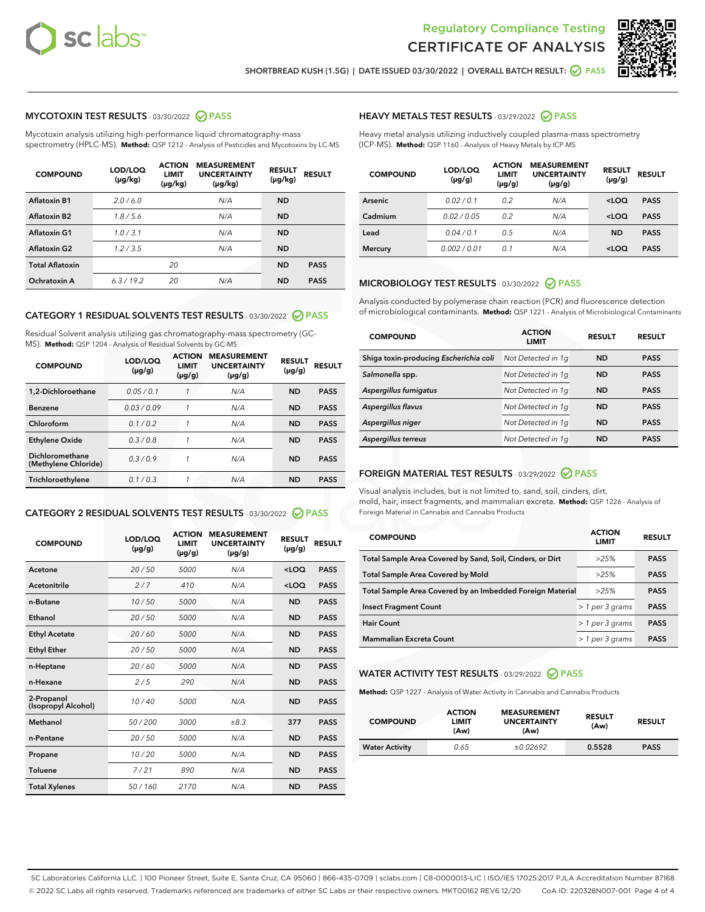Regulatory Compliance Testing

# CERTIFICATE OF ANALYSIS

SHORTBREAD KUSH (1.5G) | DATE ISSUED 03/30/2022 | OVERALL BATCH RESULT: PASS

## MYCOTOXIN TEST RESULTS - 03/30/2022 PASS

Mycotoxin analysis utilizing high-performance liquid chromatography-mass spectrometry (HPLC-MS). **Method:** QSP 1212 - Analysis of Pesticides and Mycotoxins by LC-MS

| COMPOUND | LOD/LOQ (μg/kg) | ACTION LIMIT (μg/kg) | MEASUREMENT UNCERTAINTY (μg/kg) | RESULT (μg/kg) | RESULT |
|---|---|---|---|---|---|
| Aflatoxin B1 | 2.0 / 6.0 | | N/A | ND | |
| Aflatoxin B2 | 1.8 / 5.6 | | N/A | ND | |
| Aflatoxin G1 | 1.0 / 3.1 | | N/A | ND | |
| Aflatoxin G2 | 1.2 / 3.5 | | N/A | ND | |
| Total Aflatoxin | | 20 | | ND | PASS |
| Ochratoxin A | 6.3 / 19.2 | 20 | N/A | ND | PASS |

## CATEGORY 1 RESIDUAL SOLVENTS TEST RESULTS - 03/30/2022 PASS

Residual Solvent analysis utilizing gas chromatography-mass spectrometry (GC-MS). **Method:** QSP 1204 - Analysis of Residual Solvents by GC-MS

| COMPOUND | LOD/LOQ (μg/g) | ACTION LIMIT (μg/g) | MEASUREMENT UNCERTAINTY (μg/g) | RESULT (μg/g) | RESULT |
|---|---|---|---|---|---|
| 1,2-Dichloroethane | 0.05 / 0.1 | 1 | N/A | ND | PASS |
| Benzene | 0.03 / 0.09 | 1 | N/A | ND | PASS |
| Chloroform | 0.1 / 0.2 | 1 | N/A | ND | PASS |
| Ethylene Oxide | 0.3 / 0.8 | 1 | N/A | ND | PASS |
| Dichloromethane (Methylene Chloride) | 0.3 / 0.9 | 1 | N/A | ND | PASS |
| Trichloroethylene | 0.1 / 0.3 | 1 | N/A | ND | PASS |

## CATEGORY 2 RESIDUAL SOLVENTS TEST RESULTS - 03/30/2022 PASS

| COMPOUND | LOD/LOQ (μg/g) | ACTION LIMIT (μg/g) | MEASUREMENT UNCERTAINTY (μg/g) | RESULT (μg/g) | RESULT |
|---|---|---|---|---|---|
| Acetone | 20 / 50 | 5000 | N/A | <LOQ | PASS |
| Acetonitrile | 2 / 7 | 410 | N/A | <LOQ | PASS |
| n-Butane | 10 / 50 | 5000 | N/A | ND | PASS |
| Ethanol | 20 / 50 | 5000 | N/A | ND | PASS |
| Ethyl Acetate | 20 / 60 | 5000 | N/A | ND | PASS |
| Ethyl Ether | 20 / 50 | 5000 | N/A | ND | PASS |
| n-Heptane | 20 / 60 | 5000 | N/A | ND | PASS |
| n-Hexane | 2 / 5 | 290 | N/A | ND | PASS |
| 2-Propanol (Isopropyl Alcohol) | 10 / 40 | 5000 | N/A | ND | PASS |
| Methanol | 50 / 200 | 3000 | ±8.3 | 377 | PASS |
| n-Pentane | 20 / 50 | 5000 | N/A | ND | PASS |
| Propane | 10 / 20 | 5000 | N/A | ND | PASS |
| Toluene | 7 / 21 | 890 | N/A | ND | PASS |
| Total Xylenes | 50 / 160 | 2170 | N/A | ND | PASS |

## HEAVY METALS TEST RESULTS - 03/29/2022 PASS

Heavy metal analysis utilizing inductively coupled plasma-mass spectrometry (ICP-MS). **Method:** QSP 1160 - Analysis of Heavy Metals by ICP-MS

| COMPOUND | LOD/LOQ (μg/g) | ACTION LIMIT (μg/g) | MEASUREMENT UNCERTAINTY (μg/g) | RESULT (μg/g) | RESULT |
|---|---|---|---|---|---|
| Arsenic | 0.02 / 0.1 | 0.2 | N/A | <LOQ | PASS |
| Cadmium | 0.02 / 0.05 | 0.2 | N/A | <LOQ | PASS |
| Lead | 0.04 / 0.1 | 0.5 | N/A | ND | PASS |
| Mercury | 0.002 / 0.01 | 0.1 | N/A | <LOQ | PASS |

## MICROBIOLOGY TEST RESULTS - 03/30/2022 PASS

Analysis conducted by polymerase chain reaction (PCR) and fluorescence detection of microbiological contaminants. **Method:** QSP 1221 - Analysis of Microbiological Contaminants

| COMPOUND | ACTION LIMIT | RESULT | RESULT |
|---|---|---|---|
| Shiga toxin-producing *Escherichia coli* | Not Detected in 1g | ND | PASS |
| *Salmonella* spp. | Not Detected in 1g | ND | PASS |
| *Aspergillus fumigatus* | Not Detected in 1g | ND | PASS |
| *Aspergillus flavus* | Not Detected in 1g | ND | PASS |
| *Aspergillus niger* | Not Detected in 1g | ND | PASS |
| *Aspergillus terreus* | Not Detected in 1g | ND | PASS |

## FOREIGN MATERIAL TEST RESULTS - 03/29/2022 PASS

Visual analysis includes, but is not limited to, sand, soil, cinders, dirt, mold, hair, insect fragments, and mammalian excreta. **Method:** QSP 1226 - Analysis of Foreign Material in Cannabis and Cannabis Products

| COMPOUND | ACTION LIMIT | RESULT |
|---|---|---|
| Total Sample Area Covered by Sand, Soil, Cinders, or Dirt | >25% | PASS |
| Total Sample Area Covered by Mold | >25% | PASS |
| Total Sample Area Covered by an Imbedded Foreign Material | >25% | PASS |
| Insect Fragment Count | > 1 per 3 grams | PASS |
| Hair Count | > 1 per 3 grams | PASS |
| Mammalian Excreta Count | > 1 per 3 grams | PASS |

## WATER ACTIVITY TEST RESULTS - 03/29/2022 PASS

**Method:** QSP 1227 - Analysis of Water Activity in Cannabis and Cannabis Products

| COMPOUND | ACTION LIMIT (Aw) | MEASUREMENT UNCERTAINTY (Aw) | RESULT (Aw) | RESULT |
|---|---|---|---|---|
| Water Activity | 0.65 | ±0.02692 | 0.5528 | PASS |

SC Laboratories California LLC. | 100 Pioneer Street, Suite E, Santa Cruz, CA 95060 | 866-435-0709 | sclabs.com | C8-0000013-LIC | ISO/IES 17025:2017 PJLA Accreditation Number 87168
© 2022 SC Labs all rights reserved. Trademarks referenced are trademarks of either SC Labs or their respective owners. MKT00162 REV6 12/20 CoA ID: 220328N007-001